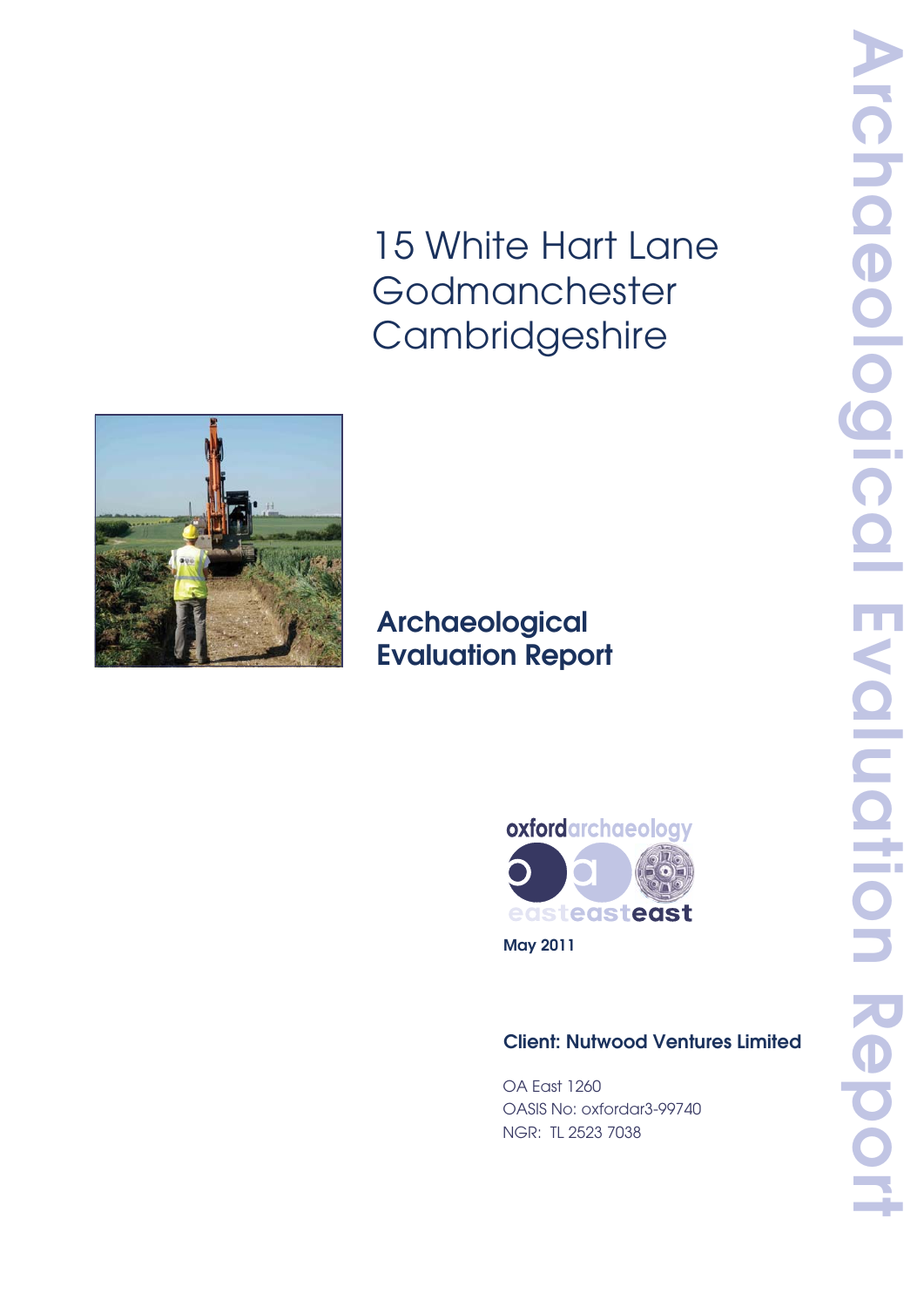# 15 White Hart Lane Godmanchester Cambridgeshire

## Archaeological Evaluation Report

oxfordarchaeology

easteasteast

May 2011

**Client: Nutwood Ventures Limited**

OA East 1260

OASIS No: oxfordar3-99740

NGR: TL 2523 7038

Archaeological Evaluation Report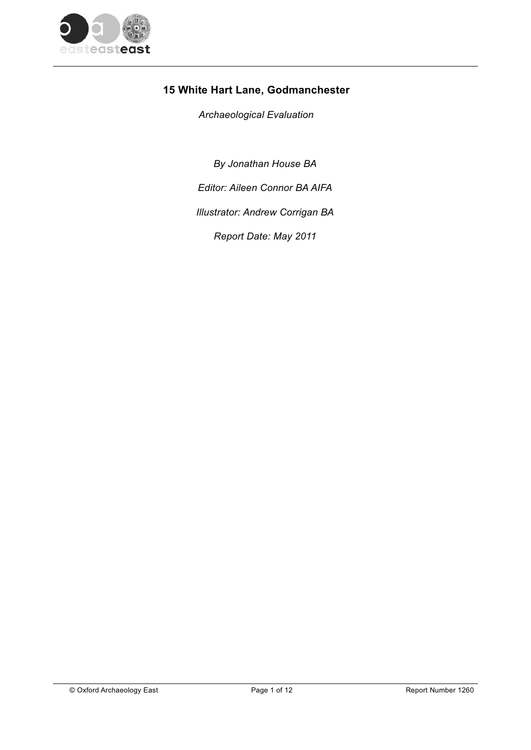# 15 White Hart Lane, Godmanchester

*Archaeological Evaluation*

*By Jonathan House BA*

*Editor: Aileen Connor BA AIFA*

*Illustrator: Andrew Corrigan BA*

*Report Date: May 2011*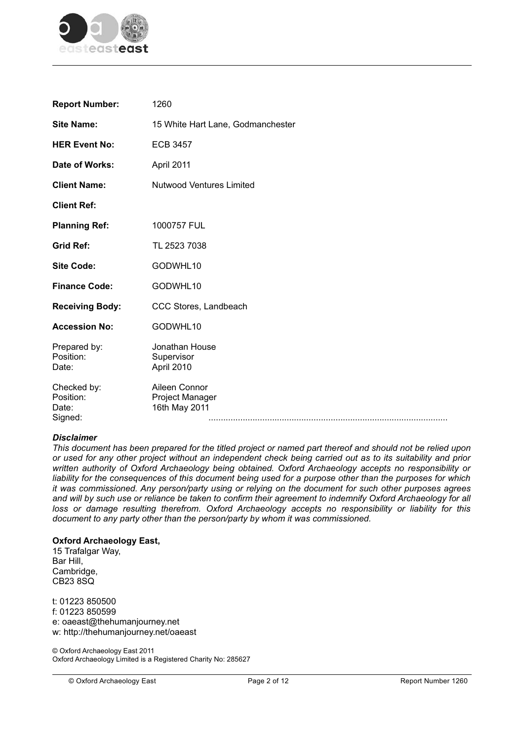| | |
|---|---|
| **Report Number:** | 1260 |
| **Site Name:** | 15 White Hart Lane, Godmanchester |
| **HER Event No:** | ECB 3457 |
| **Date of Works:** | April 2011 |
| **Client Name:** | Nutwood Ventures Limited |
| **Client Ref:** | |
| **Planning Ref:** | 1000757 FUL |
| **Grid Ref:** | TL 2523 7038 |
| **Site Code:** | GODWHL10 |
| **Finance Code:** | GODWHL10 |
| **Receiving Body:** | CCC Stores, Landbeach |
| **Accession No:** | GODWHL10 |

Prepared by: Jonathan House
Position: Supervisor
Date: April 2010

Checked by: Aileen Connor
Position: Project Manager
Date: 16th May 2011
Signed: ................................................................................................

***Disclaimer***

*This document has been prepared for the titled project or named part thereof and should not be relied upon or used for any other project without an independent check being carried out as to its suitability and prior written authority of Oxford Archaeology being obtained. Oxford Archaeology accepts no responsibility or liability for the consequences of this document being used for a purpose other than the purposes for which it was commissioned. Any person/party using or relying on the document for such other purposes agrees and will by such use or reliance be taken to confirm their agreement to indemnify Oxford Archaeology for all loss or damage resulting therefrom. Oxford Archaeology accepts no responsibility or liability for this document to any party other than the person/party by whom it was commissioned.*

**Oxford Archaeology East,**
15 Trafalgar Way,
Bar Hill,
Cambridge,
CB23 8SQ

t: 01223 850500
f: 01223 850599
e: oaeast@thehumanjourney.net
w: http://thehumanjourney.net/oaeast

© Oxford Archaeology East 2011
Oxford Archaeology Limited is a Registered Charity No: 285627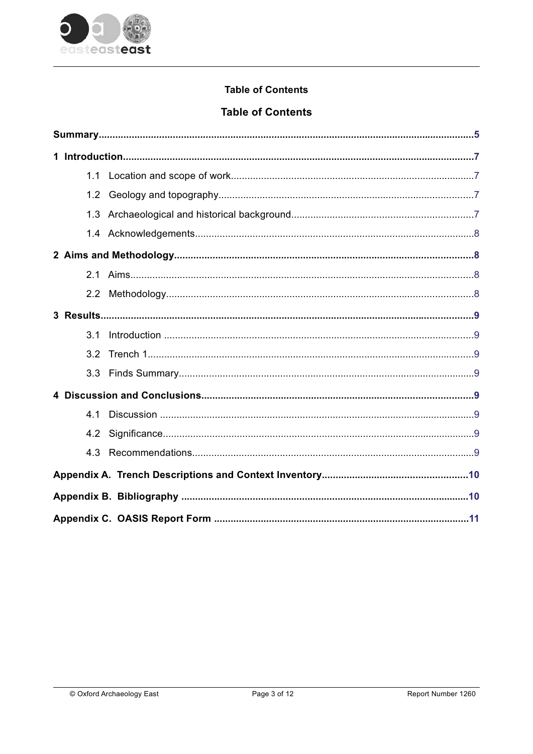**Table of Contents**

## Table of Contents

**Summary**......................................................................................................................................**5**

**1 Introduction**..............................................................................................................................**7**

1.1 Location and scope of work........................................................................................7

1.2 Geology and topography............................................................................................7

1.3 Archaeological and historical background..................................................................7

1.4 Acknowledgements....................................................................................................8

**2 Aims and Methodology**............................................................................................................**8**

2.1 Aims...........................................................................................................................8

2.2 Methodology...............................................................................................................8

**3 Results**......................................................................................................................................**9**

3.1 Introduction ................................................................................................................9

3.2 Trench 1.....................................................................................................................9

3.3 Finds Summary..........................................................................................................9

**4 Discussion and Conclusions**.................................................................................................**9**

4.1 Discussion .................................................................................................................9

4.2 Significance................................................................................................................9

4.3 Recommendations.....................................................................................................9

**Appendix A. Trench Descriptions and Context Inventory**....................................................**10**

**Appendix B. Bibliography** ........................................................................................................**10**

**Appendix C. OASIS Report Form** ............................................................................................**11**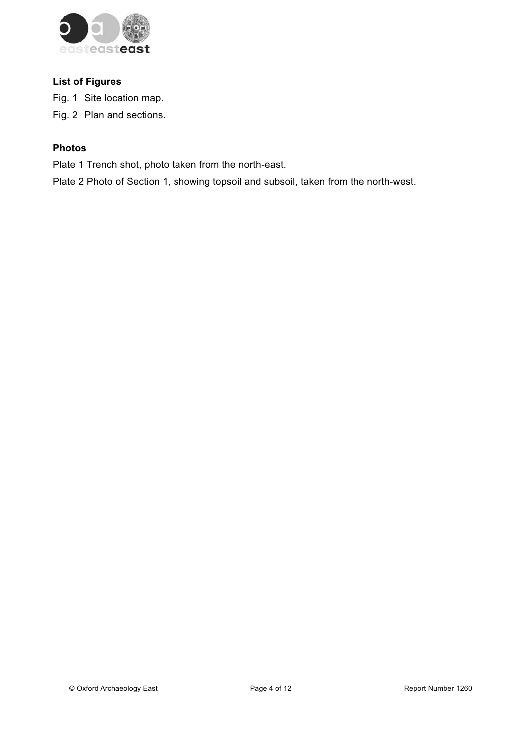### List of Figures

Fig. 1 Site location map.

Fig. 2 Plan and sections.

### Photos

Plate 1 Trench shot, photo taken from the north-east.

Plate 2 Photo of Section 1, showing topsoil and subsoil, taken from the north-west.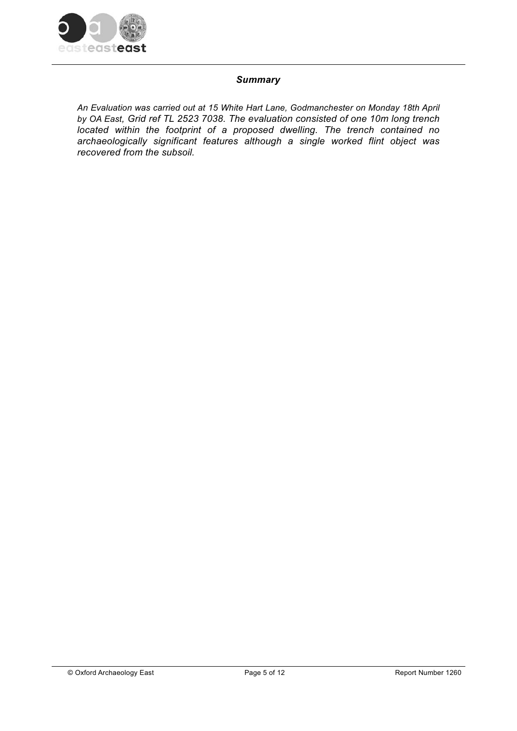## *Summary*

*An Evaluation was carried out at 15 White Hart Lane, Godmanchester on Monday 18th April by OA East, Grid ref TL 2523 7038. The evaluation consisted of one 10m long trench located within the footprint of a proposed dwelling. The trench contained no archaeologically significant features although a single worked flint object was recovered from the subsoil.*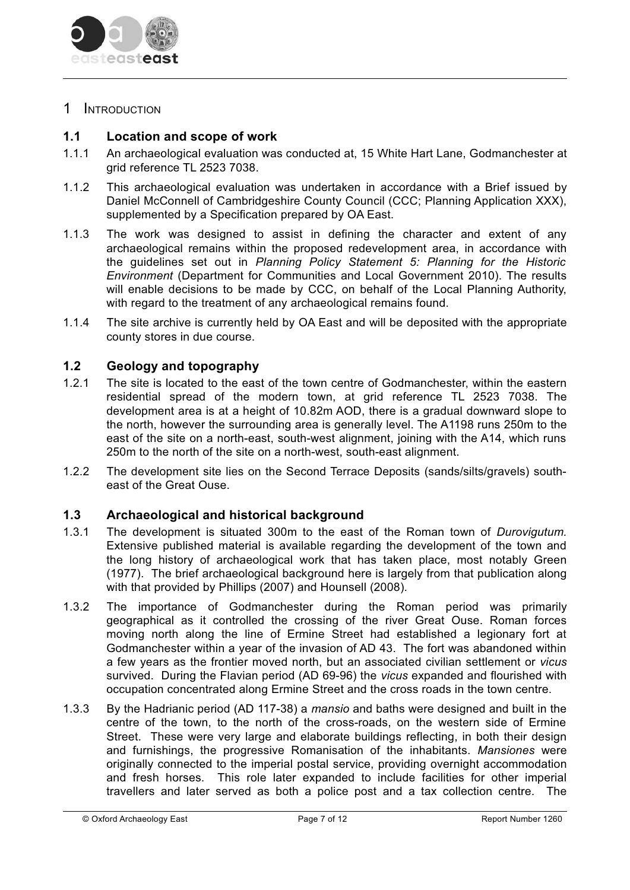# 1 Introduction

## 1.1 Location and scope of work

1.1.1 An archaeological evaluation was conducted at, 15 White Hart Lane, Godmanchester at grid reference TL 2523 7038.

1.1.2 This archaeological evaluation was undertaken in accordance with a Brief issued by Daniel McConnell of Cambridgeshire County Council (CCC; Planning Application XXX), supplemented by a Specification prepared by OA East.

1.1.3 The work was designed to assist in defining the character and extent of any archaeological remains within the proposed redevelopment area, in accordance with the guidelines set out in *Planning Policy Statement 5: Planning for the Historic Environment* (Department for Communities and Local Government 2010). The results will enable decisions to be made by CCC, on behalf of the Local Planning Authority, with regard to the treatment of any archaeological remains found.

1.1.4 The site archive is currently held by OA East and will be deposited with the appropriate county stores in due course.

## 1.2 Geology and topography

1.2.1 The site is located to the east of the town centre of Godmanchester, within the eastern residential spread of the modern town, at grid reference TL 2523 7038. The development area is at a height of 10.82m AOD, there is a gradual downward slope to the north, however the surrounding area is generally level. The A1198 runs 250m to the east of the site on a north-east, south-west alignment, joining with the A14, which runs 250m to the north of the site on a north-west, south-east alignment.

1.2.2 The development site lies on the Second Terrace Deposits (sands/silts/gravels) south-east of the Great Ouse.

## 1.3 Archaeological and historical background

1.3.1 The development is situated 300m to the east of the Roman town of *Durovigutum.* Extensive published material is available regarding the development of the town and the long history of archaeological work that has taken place, most notably Green (1977). The brief archaeological background here is largely from that publication along with that provided by Phillips (2007) and Hounsell (2008).

1.3.2 The importance of Godmanchester during the Roman period was primarily geographical as it controlled the crossing of the river Great Ouse. Roman forces moving north along the line of Ermine Street had established a legionary fort at Godmanchester within a year of the invasion of AD 43. The fort was abandoned within a few years as the frontier moved north, but an associated civilian settlement or *vicus* survived. During the Flavian period (AD 69-96) the *vicus* expanded and flourished with occupation concentrated along Ermine Street and the cross roads in the town centre.

1.3.3 By the Hadrianic period (AD 117-38) a *mansio* and baths were designed and built in the centre of the town, to the north of the cross-roads, on the western side of Ermine Street. These were very large and elaborate buildings reflecting, in both their design and furnishings, the progressive Romanisation of the inhabitants. *Mansiones* were originally connected to the imperial postal service, providing overnight accommodation and fresh horses. This role later expanded to include facilities for other imperial travellers and later served as both a police post and a tax collection centre. The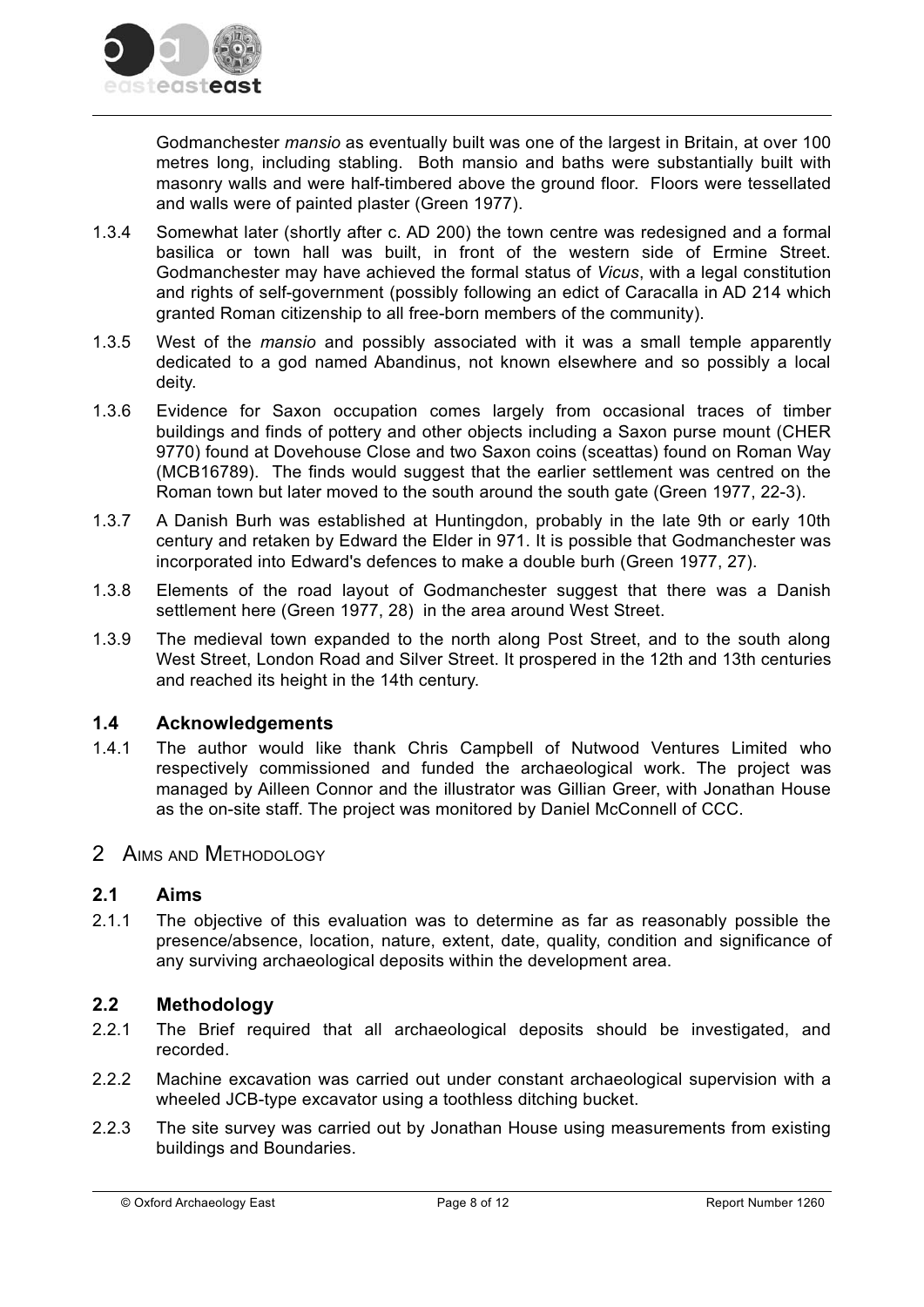Godmanchester *mansio* as eventually built was one of the largest in Britain, at over 100 metres long, including stabling. Both mansio and baths were substantially built with masonry walls and were half-timbered above the ground floor. Floors were tessellated and walls were of painted plaster (Green 1977).

1.3.4 Somewhat later (shortly after c. AD 200) the town centre was redesigned and a formal basilica or town hall was built, in front of the western side of Ermine Street. Godmanchester may have achieved the formal status of *Vicus*, with a legal constitution and rights of self-government (possibly following an edict of Caracalla in AD 214 which granted Roman citizenship to all free-born members of the community).

1.3.5 West of the *mansio* and possibly associated with it was a small temple apparently dedicated to a god named Abandinus, not known elsewhere and so possibly a local deity.

1.3.6 Evidence for Saxon occupation comes largely from occasional traces of timber buildings and finds of pottery and other objects including a Saxon purse mount (CHER 9770) found at Dovehouse Close and two Saxon coins (sceattas) found on Roman Way (MCB16789). The finds would suggest that the earlier settlement was centred on the Roman town but later moved to the south around the south gate (Green 1977, 22-3).

1.3.7 A Danish Burh was established at Huntingdon, probably in the late 9th or early 10th century and retaken by Edward the Elder in 971. It is possible that Godmanchester was incorporated into Edward's defences to make a double burh (Green 1977, 27).

1.3.8 Elements of the road layout of Godmanchester suggest that there was a Danish settlement here (Green 1977, 28) in the area around West Street.

1.3.9 The medieval town expanded to the north along Post Street, and to the south along West Street, London Road and Silver Street. It prospered in the 12th and 13th centuries and reached its height in the 14th century.

### 1.4 Acknowledgements

1.4.1 The author would like thank Chris Campbell of Nutwood Ventures Limited who respectively commissioned and funded the archaeological work. The project was managed by Ailleen Connor and the illustrator was Gillian Greer, with Jonathan House as the on-site staff. The project was monitored by Daniel McConnell of CCC.

## 2 Aims and Methodology

### 2.1 Aims

2.1.1 The objective of this evaluation was to determine as far as reasonably possible the presence/absence, location, nature, extent, date, quality, condition and significance of any surviving archaeological deposits within the development area.

### 2.2 Methodology

2.2.1 The Brief required that all archaeological deposits should be investigated, and recorded.

2.2.2 Machine excavation was carried out under constant archaeological supervision with a wheeled JCB-type excavator using a toothless ditching bucket.

2.2.3 The site survey was carried out by Jonathan House using measurements from existing buildings and Boundaries.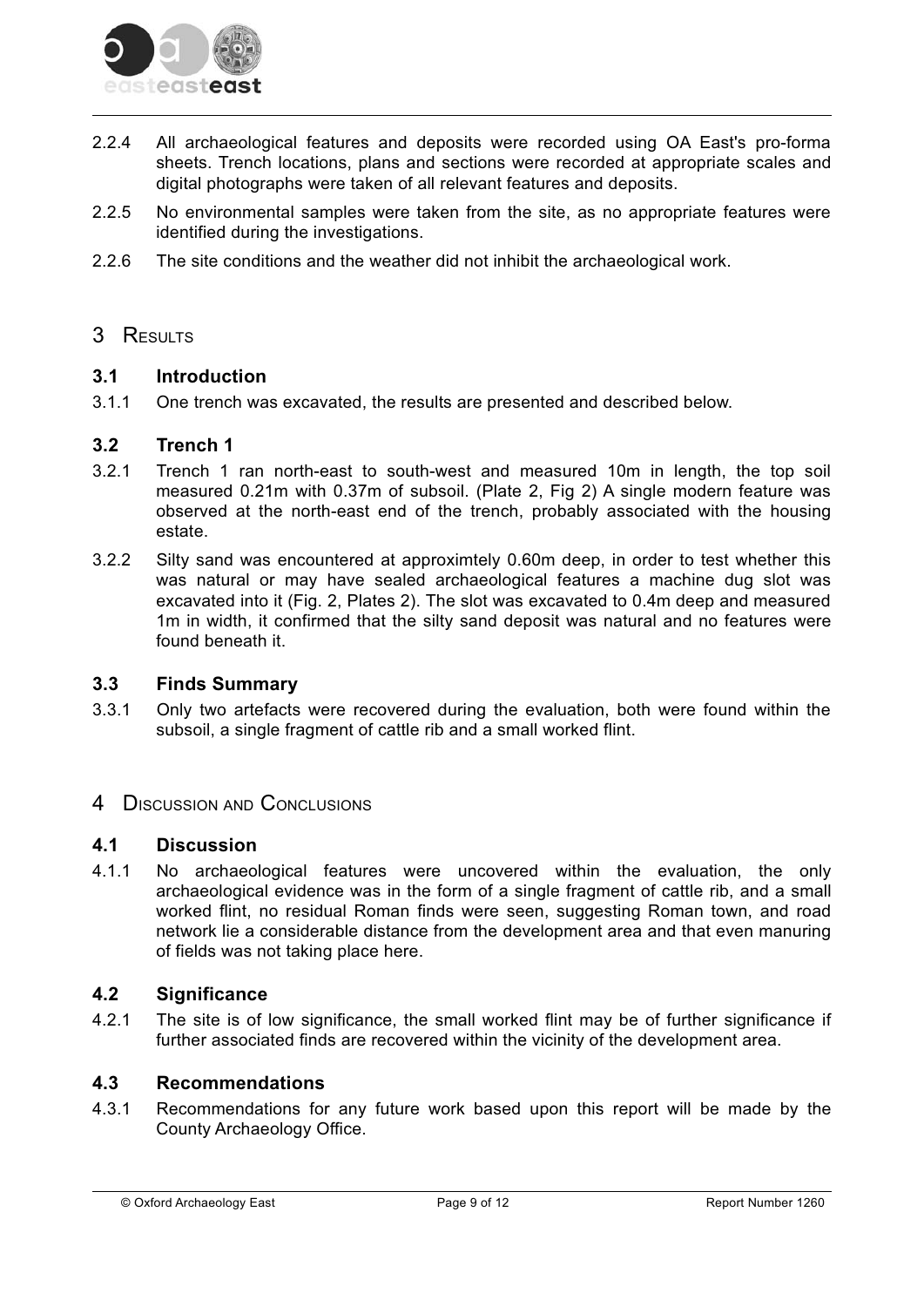2.2.4 All archaeological features and deposits were recorded using OA East's pro-forma sheets. Trench locations, plans and sections were recorded at appropriate scales and digital photographs were taken of all relevant features and deposits.

2.2.5 No environmental samples were taken from the site, as no appropriate features were identified during the investigations.

2.2.6 The site conditions and the weather did not inhibit the archaeological work.

# 3 Results

## 3.1 Introduction

3.1.1 One trench was excavated, the results are presented and described below.

## 3.2 Trench 1

3.2.1 Trench 1 ran north-east to south-west and measured 10m in length, the top soil measured 0.21m with 0.37m of subsoil. (Plate 2, Fig 2) A single modern feature was observed at the north-east end of the trench, probably associated with the housing estate.

3.2.2 Silty sand was encountered at approximtely 0.60m deep, in order to test whether this was natural or may have sealed archaeological features a machine dug slot was excavated into it (Fig. 2, Plates 2). The slot was excavated to 0.4m deep and measured 1m in width, it confirmed that the silty sand deposit was natural and no features were found beneath it.

## 3.3 Finds Summary

3.3.1 Only two artefacts were recovered during the evaluation, both were found within the subsoil, a single fragment of cattle rib and a small worked flint.

# 4 Discussion and Conclusions

## 4.1 Discussion

4.1.1 No archaeological features were uncovered within the evaluation, the only archaeological evidence was in the form of a single fragment of cattle rib, and a small worked flint, no residual Roman finds were seen, suggesting Roman town, and road network lie a considerable distance from the development area and that even manuring of fields was not taking place here.

## 4.2 Significance

4.2.1 The site is of low significance, the small worked flint may be of further significance if further associated finds are recovered within the vicinity of the development area.

## 4.3 Recommendations

4.3.1 Recommendations for any future work based upon this report will be made by the County Archaeology Office.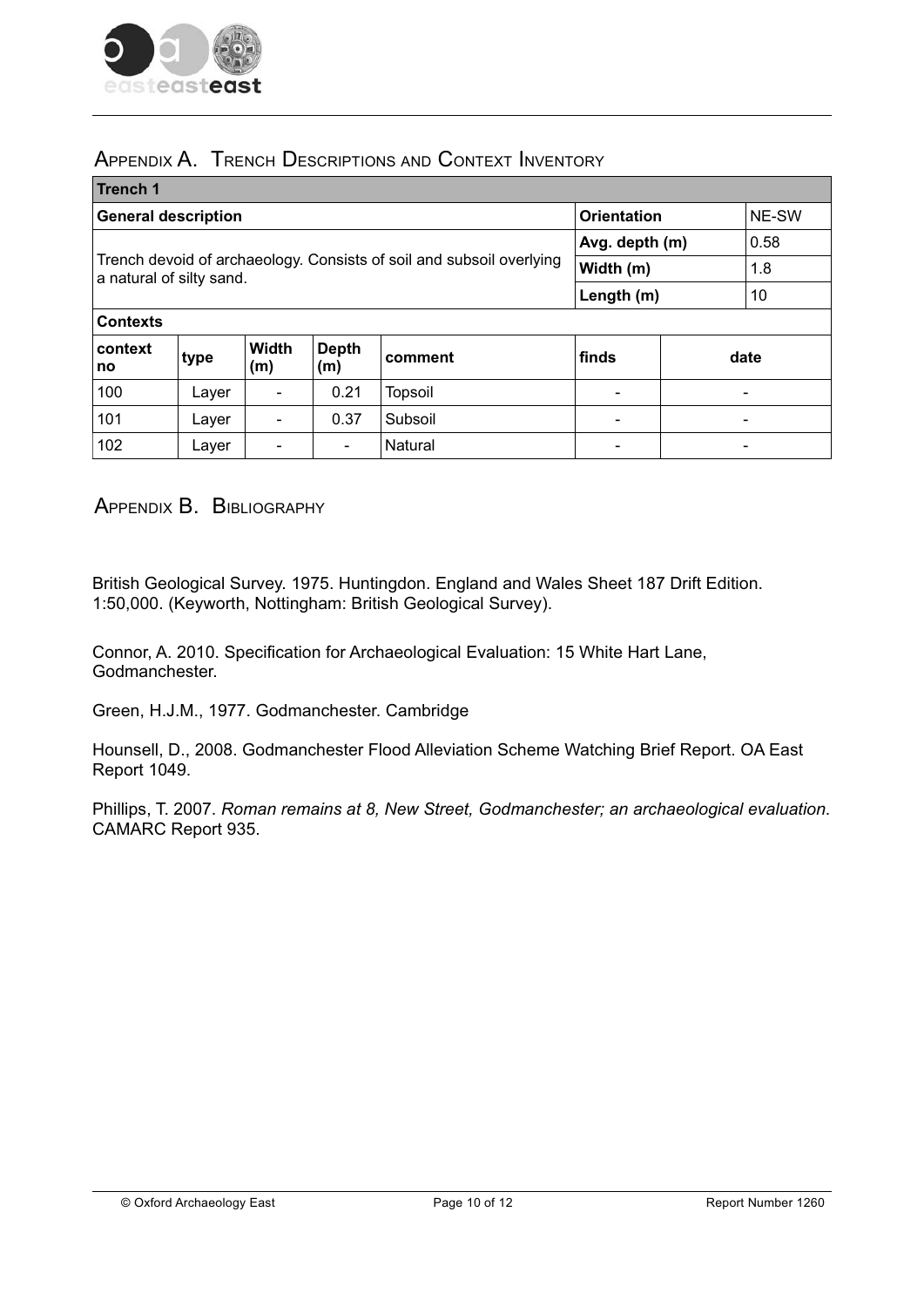## Appendix A. Trench Descriptions and Context Inventory

| Trench 1 | | | | | | |
|---|---|---|---|---|---|---|
| **General description** | | | | | **Orientation** | NE-SW |
| Trench devoid of archaeology. Consists of soil and subsoil overlying a natural of silty sand. | | | | | **Avg. depth (m)** | 0.58 |
| | | | | | **Width (m)** | 1.8 |
| | | | | | **Length (m)** | 10 |
| **Contexts** | | | | | | |
| **context no** | **type** | **Width (m)** | **Depth (m)** | **comment** | **finds** | **date** |
| 100 | Layer | - | 0.21 | Topsoil | - | - |
| 101 | Layer | - | 0.37 | Subsoil | - | - |
| 102 | Layer | - | - | Natural | - | - |

## Appendix B. Bibliography

British Geological Survey. 1975. Huntingdon. England and Wales Sheet 187 Drift Edition. 1:50,000. (Keyworth, Nottingham: British Geological Survey).

Connor, A. 2010. Specification for Archaeological Evaluation: 15 White Hart Lane, Godmanchester.

Green, H.J.M., 1977. Godmanchester. Cambridge

Hounsell, D., 2008. Godmanchester Flood Alleviation Scheme Watching Brief Report. OA East Report 1049.

Phillips, T. 2007. *Roman remains at 8, New Street, Godmanchester; an archaeological evaluation*. CAMARC Report 935.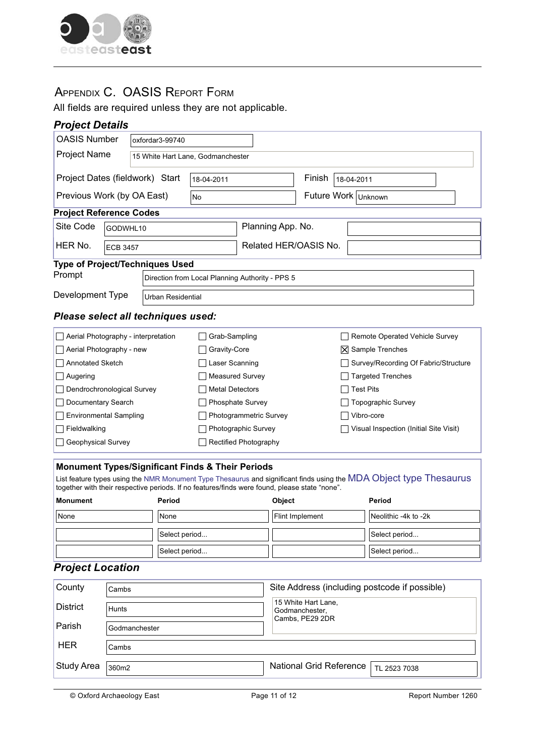# Appendix C. OASIS Report Form

All fields are required unless they are not applicable.

## Project Details

| | | | |
|---|---|---|---|
| OASIS Number | oxfordar3-99740 | | |
| Project Name | 15 White Hart Lane, Godmanchester | | |
| Project Dates (fieldwork) Start | 18-04-2011 | Finish | 18-04-2011 |
| Previous Work (by OA East) | No | Future Work | Unknown |

### Project Reference Codes

| | | | |
|---|---|---|---|
| Site Code | GODWHL10 | Planning App. No. | |
| HER No. | ECB 3457 | Related HER/OASIS No. | |

### Type of Project/Techniques Used

| | |
|---|---|
| Prompt | Direction from Local Planning Authority - PPS 5 |
| Development Type | Urban Residential |

## Please select all techniques used:

- [ ] Aerial Photography - interpretation
- [ ] Aerial Photography - new
- [ ] Annotated Sketch
- [ ] Augering
- [ ] Dendrochronological Survey
- [ ] Documentary Search
- [ ] Environmental Sampling
- [ ] Fieldwalking
- [ ] Geophysical Survey
- [ ] Grab-Sampling
- [ ] Gravity-Core
- [ ] Laser Scanning
- [ ] Measured Survey
- [ ] Metal Detectors
- [ ] Phosphate Survey
- [ ] Photogrammetric Survey
- [ ] Photographic Survey
- [ ] Rectified Photography
- [ ] Remote Operated Vehicle Survey
- [x] Sample Trenches
- [ ] Survey/Recording Of Fabric/Structure
- [ ] Targeted Trenches
- [ ] Test Pits
- [ ] Topographic Survey
- [ ] Vibro-core
- [ ] Visual Inspection (Initial Site Visit)

### Monument Types/Significant Finds & Their Periods

List feature types using the NMR Monument Type Thesaurus and significant finds using the MDA Object type Thesaurus together with their respective periods. If no features/finds were found, please state "none".

| Monument | Period | Object | Period |
|---|---|---|---|
| None | None | Flint Implement | Neolithic -4k to -2k |
| | Select period... | | Select period... |
| | Select period... | | Select period... |

## Project Location

| | | | |
|---|---|---|---|
| County | Cambs | Site Address (including postcode if possible) | 15 White Hart Lane, Godmanchester, Cambs, PE29 2DR |
| District | Hunts | | |
| Parish | Godmanchester | | |
| HER | Cambs | | |
| Study Area | 360m2 | National Grid Reference | TL 2523 7038 |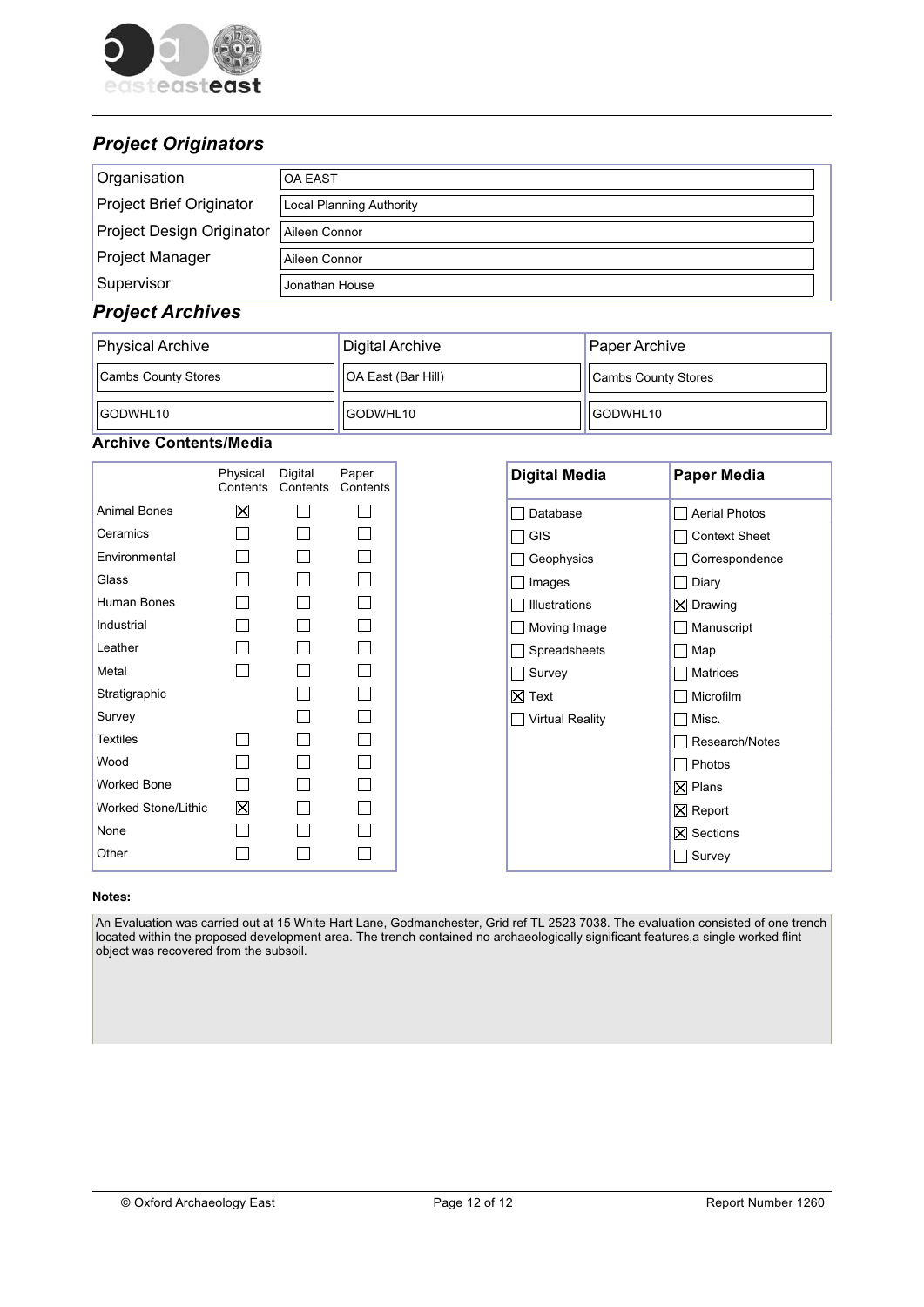## *Project Originators*

| | |
|---|---|
| Organisation | OA EAST |
| Project Brief Originator | Local Planning Authority |
| Project Design Originator | Aileen Connor |
| Project Manager | Aileen Connor |
| Supervisor | Jonathan House |

## *Project Archives*

| Physical Archive | Digital Archive | Paper Archive |
|---|---|---|
| Cambs County Stores | OA East (Bar Hill) | Cambs County Stores |
| GODWHL10 | GODWHL10 | GODWHL10 |

### Archive Contents/Media

| | Physical Contents | Digital Contents | Paper Contents |
|---|---|---|---|
| Animal Bones | ☒ | ☐ | ☐ |
| Ceramics | ☐ | ☐ | ☐ |
| Environmental | ☐ | ☐ | ☐ |
| Glass | ☐ | ☐ | ☐ |
| Human Bones | ☐ | ☐ | ☐ |
| Industrial | ☐ | ☐ | ☐ |
| Leather | ☐ | ☐ | ☐ |
| Metal | ☐ | ☐ | ☐ |
| Stratigraphic | | ☐ | ☐ |
| Survey | | ☐ | ☐ |
| Textiles | ☐ | ☐ | ☐ |
| Wood | ☐ | ☐ | ☐ |
| Worked Bone | ☐ | ☐ | ☐ |
| Worked Stone/Lithic | ☒ | ☐ | ☐ |
| None | ☐ | ☐ | ☐ |
| Other | ☐ | ☐ | ☐ |

| Digital Media | Paper Media |
|---|---|
| ☐ Database | ☐ Aerial Photos |
| ☐ GIS | ☐ Context Sheet |
| ☐ Geophysics | ☐ Correspondence |
| ☐ Images | ☐ Diary |
| ☐ Illustrations | ☒ Drawing |
| ☐ Moving Image | ☐ Manuscript |
| ☐ Spreadsheets | ☐ Map |
| ☐ Survey | ☐ Matrices |
| ☒ Text | ☐ Microfilm |
| ☐ Virtual Reality | ☐ Misc. |
| | ☐ Research/Notes |
| | ☐ Photos |
| | ☒ Plans |
| | ☒ Report |
| | ☒ Sections |
| | ☐ Survey |

**Notes:**

An Evaluation was carried out at 15 White Hart Lane, Godmanchester, Grid ref TL 2523 7038. The evaluation consisted of one trench located within the proposed development area. The trench contained no archaeologically significant features,a single worked flint object was recovered from the subsoil.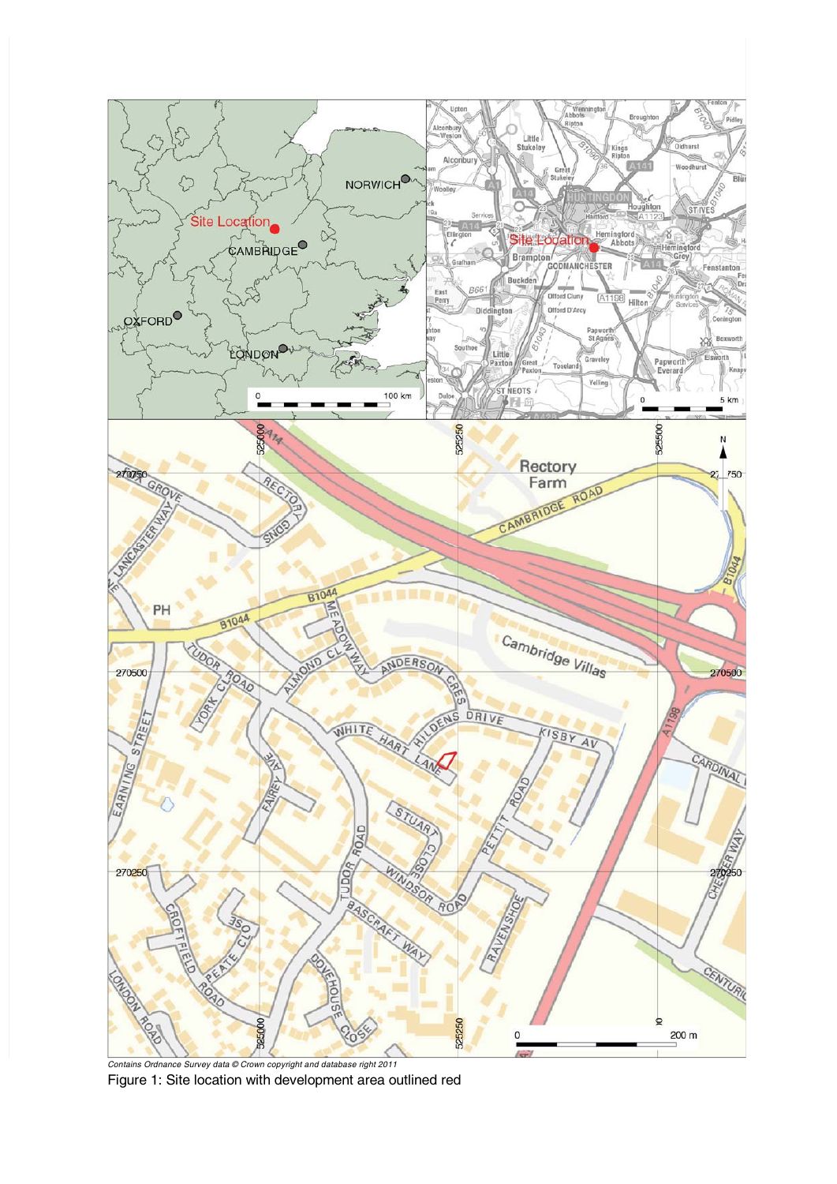*Contains Ordnance Survey data © Crown copyright and database right 2011*

Figure 1: Site location with development area outlined red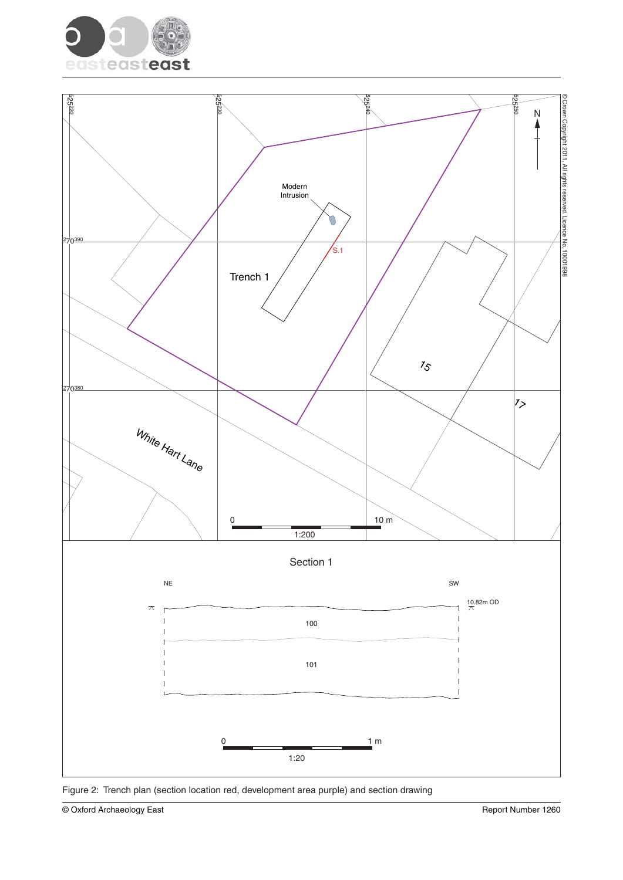© Crown Copyright 2011. All rights reserved. Licence No. 10001998

Modern Intrusion

Trench 1

S.1

15

17

White Hart Lane

0 10 m

1:200

Section 1

NE SW

10.82m OD

100

101

0 1 m

1:20

Figure 2: Trench plan (section location red, development area purple) and section drawing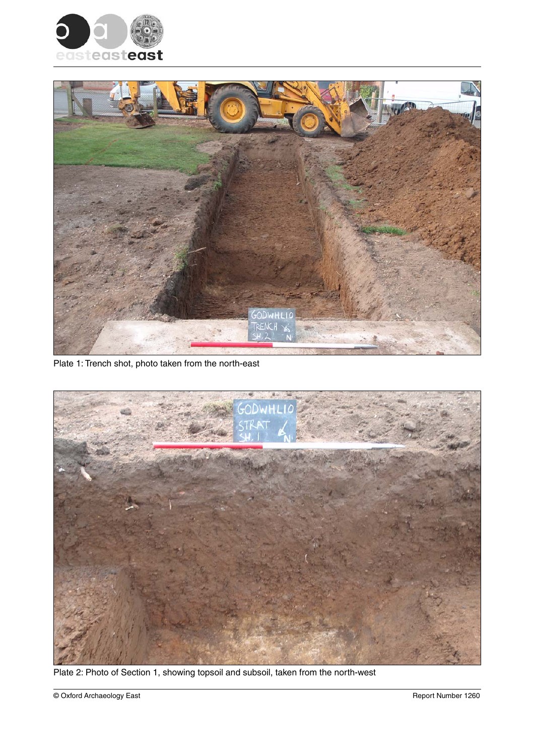Plate 1: Trench shot, photo taken from the north-east

Plate 2: Photo of Section 1, showing topsoil and subsoil, taken from the north-west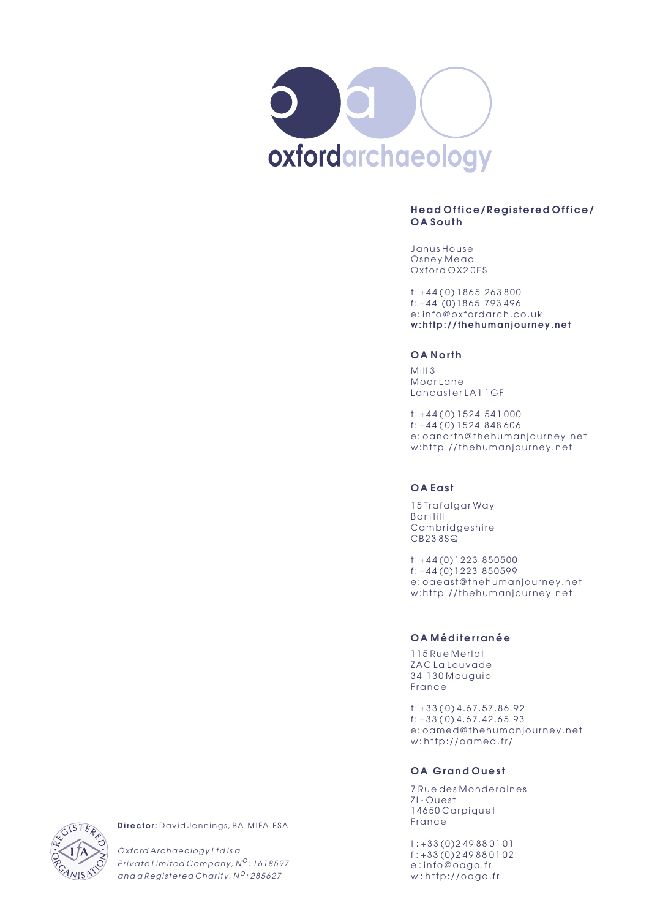oxfordarchaeology

**Head Office/Registered Office/ OA South**

Janus House
Osney Mead
Oxford OX2 0ES

t: +44 (0) 1865 263 800
f: +44 (0)1865 793 496
e: info@oxfordarch.co.uk
**w: http://thehumanjourney.net**

**OA North**

Mill 3
Moor Lane
Lancaster LA1 1GF

t: +44 (0) 1524 541 000
f: +44 (0) 1524 848 606
e: oanorth@thehumanjourney.net
w: http://thehumanjourney.net

**OA East**

15 Trafalgar Way
Bar Hill
Cambridgeshire
CB23 8SQ

t: +44 (0)1223 850500
f: +44 (0)1223 850599
e: oaeast@thehumanjourney.net
w: http://thehumanjourney.net

**OA Méditerranée**

115 Rue Merlot
ZAC La Louvade
34 130 Mauguio
France

t: +33 (0) 4.67.57.86.92
f: +33 (0) 4.67.42.65.93
e: oamed@thehumanjourney.net
w: http://oamed.fr/

**OA Grand Ouest**

7 Rue des Monderaines
ZI - Ouest
14650 Carpiquet
France

t: +33 (0)2 49 88 01 01
f: +33 (0)2 49 88 01 02
e: info@oago.fr
w: http://oago.fr

**Director:** David Jennings, BA MIFA FSA

*Oxford Archaeology Ltd is a Private Limited Company, N°: 1618597 and a Registered Charity, N°: 285627*